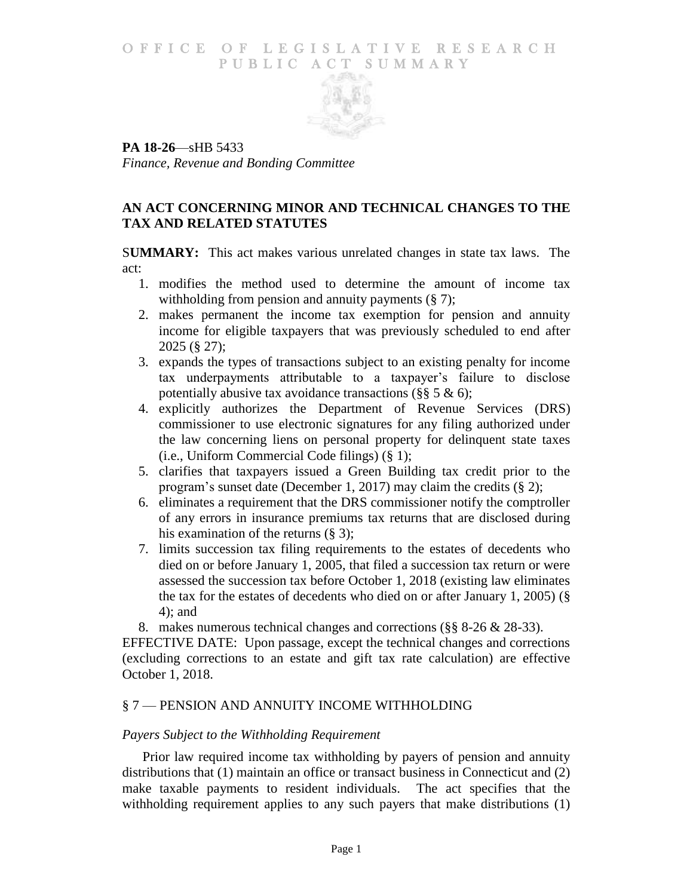# OFFICE OF LEGISLATIVE RESEARCH
## PUBLIC ACT SUMMARY

**PA 18-26**—sHB 5433
*Finance, Revenue and Bonding Committee*

## AN ACT CONCERNING MINOR AND TECHNICAL CHANGES TO THE TAX AND RELATED STATUTES

**SUMMARY:** This act makes various unrelated changes in state tax laws. The act:

1. modifies the method used to determine the amount of income tax withholding from pension and annuity payments (§ 7);
2. makes permanent the income tax exemption for pension and annuity income for eligible taxpayers that was previously scheduled to end after 2025 (§ 27);
3. expands the types of transactions subject to an existing penalty for income tax underpayments attributable to a taxpayer's failure to disclose potentially abusive tax avoidance transactions (§§ 5 & 6);
4. explicitly authorizes the Department of Revenue Services (DRS) commissioner to use electronic signatures for any filing authorized under the law concerning liens on personal property for delinquent state taxes (i.e., Uniform Commercial Code filings) (§ 1);
5. clarifies that taxpayers issued a Green Building tax credit prior to the program's sunset date (December 1, 2017) may claim the credits (§ 2);
6. eliminates a requirement that the DRS commissioner notify the comptroller of any errors in insurance premiums tax returns that are disclosed during his examination of the returns (§ 3);
7. limits succession tax filing requirements to the estates of decedents who died on or before January 1, 2005, that filed a succession tax return or were assessed the succession tax before October 1, 2018 (existing law eliminates the tax for the estates of decedents who died on or after January 1, 2005) (§ 4); and
8. makes numerous technical changes and corrections (§§ 8-26 & 28-33).

EFFECTIVE DATE: Upon passage, except the technical changes and corrections (excluding corrections to an estate and gift tax rate calculation) are effective October 1, 2018.

## § 7 — PENSION AND ANNUITY INCOME WITHHOLDING

### *Payers Subject to the Withholding Requirement*

Prior law required income tax withholding by payers of pension and annuity distributions that (1) maintain an office or transact business in Connecticut and (2) make taxable payments to resident individuals. The act specifies that the withholding requirement applies to any such payers that make distributions (1)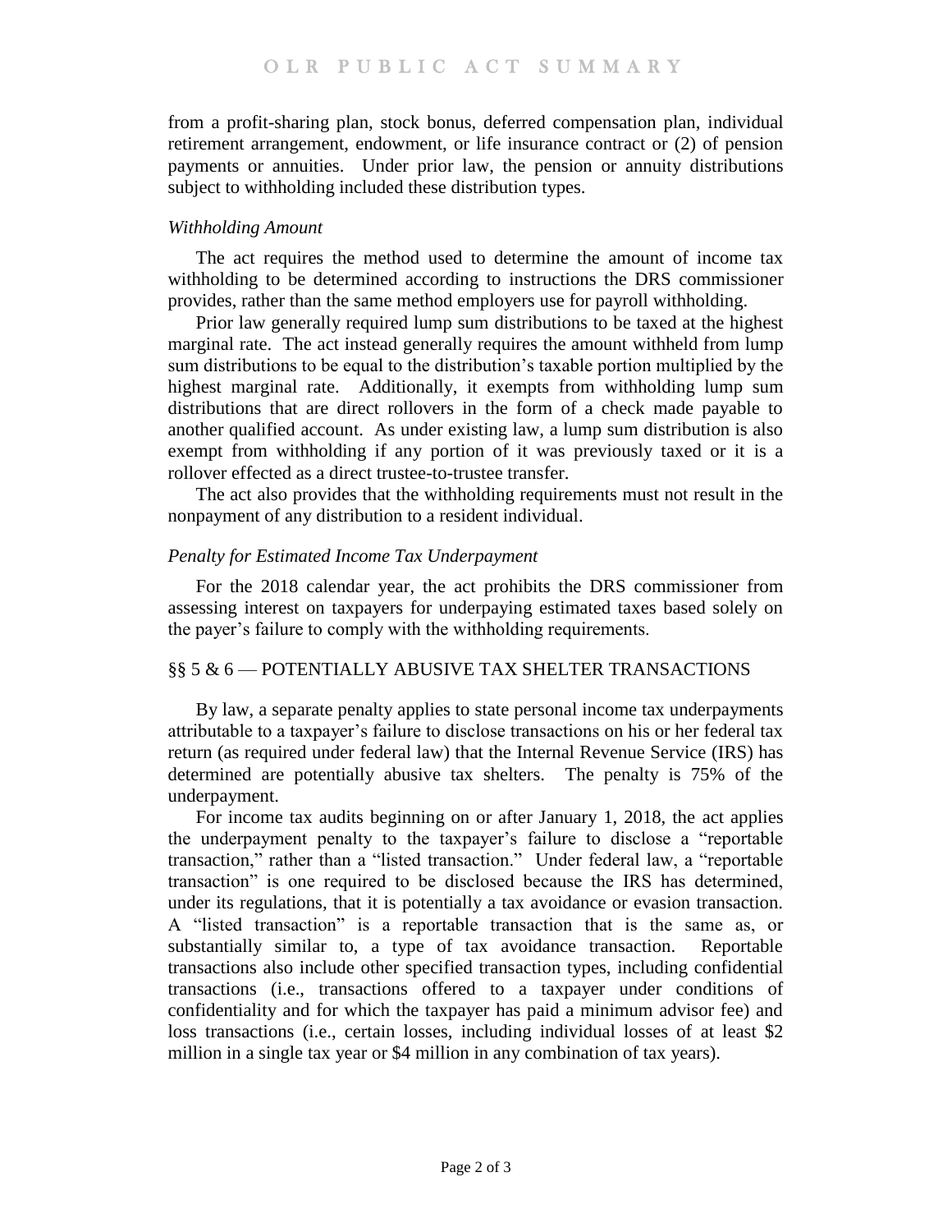from a profit-sharing plan, stock bonus, deferred compensation plan, individual retirement arrangement, endowment, or life insurance contract or (2) of pension payments or annuities. Under prior law, the pension or annuity distributions subject to withholding included these distribution types.

*Withholding Amount*

The act requires the method used to determine the amount of income tax withholding to be determined according to instructions the DRS commissioner provides, rather than the same method employers use for payroll withholding.

Prior law generally required lump sum distributions to be taxed at the highest marginal rate. The act instead generally requires the amount withheld from lump sum distributions to be equal to the distribution's taxable portion multiplied by the highest marginal rate. Additionally, it exempts from withholding lump sum distributions that are direct rollovers in the form of a check made payable to another qualified account. As under existing law, a lump sum distribution is also exempt from withholding if any portion of it was previously taxed or it is a rollover effected as a direct trustee-to-trustee transfer.

The act also provides that the withholding requirements must not result in the nonpayment of any distribution to a resident individual.

*Penalty for Estimated Income Tax Underpayment*

For the 2018 calendar year, the act prohibits the DRS commissioner from assessing interest on taxpayers for underpaying estimated taxes based solely on the payer's failure to comply with the withholding requirements.

## §§ 5 & 6 — POTENTIALLY ABUSIVE TAX SHELTER TRANSACTIONS

By law, a separate penalty applies to state personal income tax underpayments attributable to a taxpayer's failure to disclose transactions on his or her federal tax return (as required under federal law) that the Internal Revenue Service (IRS) has determined are potentially abusive tax shelters. The penalty is 75% of the underpayment.

For income tax audits beginning on or after January 1, 2018, the act applies the underpayment penalty to the taxpayer's failure to disclose a "reportable transaction," rather than a "listed transaction." Under federal law, a "reportable transaction" is one required to be disclosed because the IRS has determined, under its regulations, that it is potentially a tax avoidance or evasion transaction. A "listed transaction" is a reportable transaction that is the same as, or substantially similar to, a type of tax avoidance transaction. Reportable transactions also include other specified transaction types, including confidential transactions (i.e., transactions offered to a taxpayer under conditions of confidentiality and for which the taxpayer has paid a minimum advisor fee) and loss transactions (i.e., certain losses, including individual losses of at least $2 million in a single tax year or $4 million in any combination of tax years).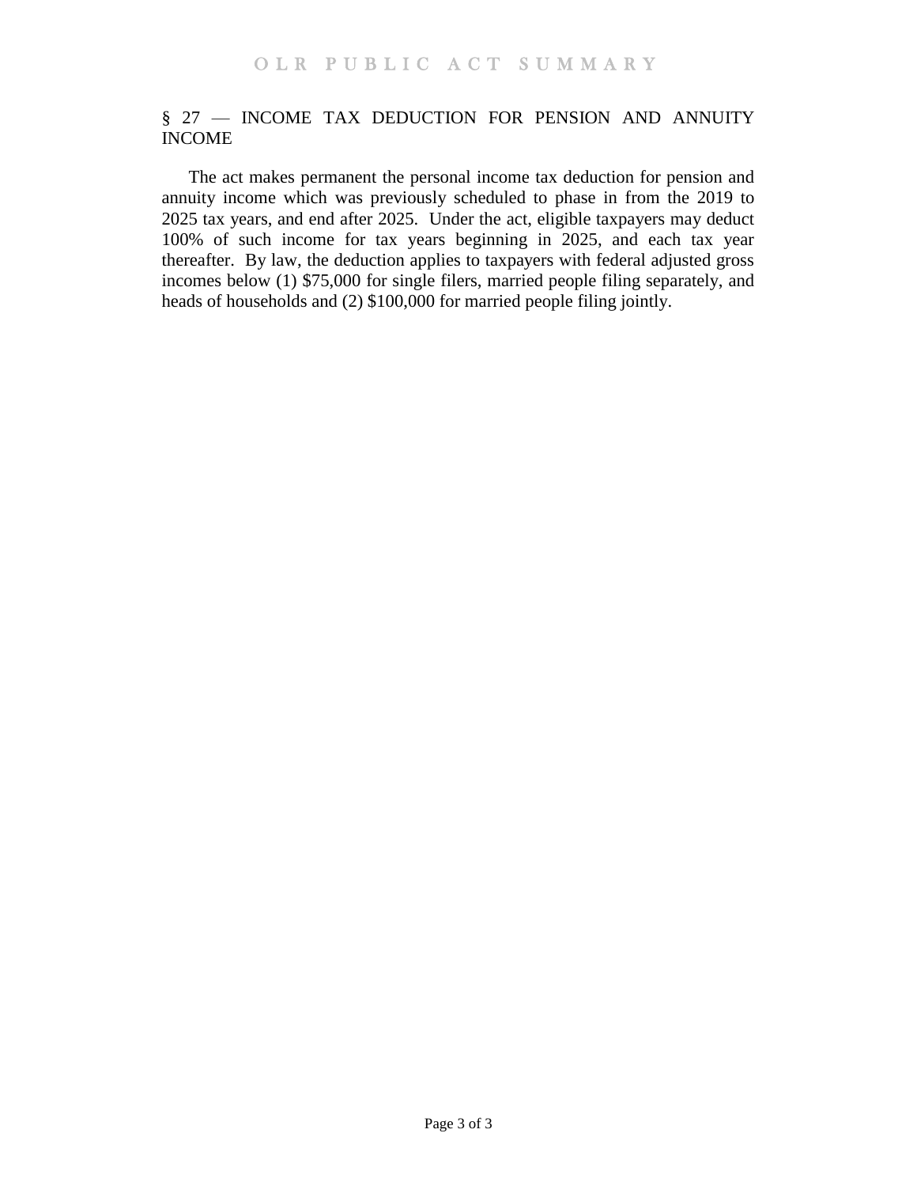## § 27 — INCOME TAX DEDUCTION FOR PENSION AND ANNUITY INCOME

The act makes permanent the personal income tax deduction for pension and annuity income which was previously scheduled to phase in from the 2019 to 2025 tax years, and end after 2025. Under the act, eligible taxpayers may deduct 100% of such income for tax years beginning in 2025, and each tax year thereafter. By law, the deduction applies to taxpayers with federal adjusted gross incomes below (1) $75,000 for single filers, married people filing separately, and heads of households and (2) $100,000 for married people filing jointly.